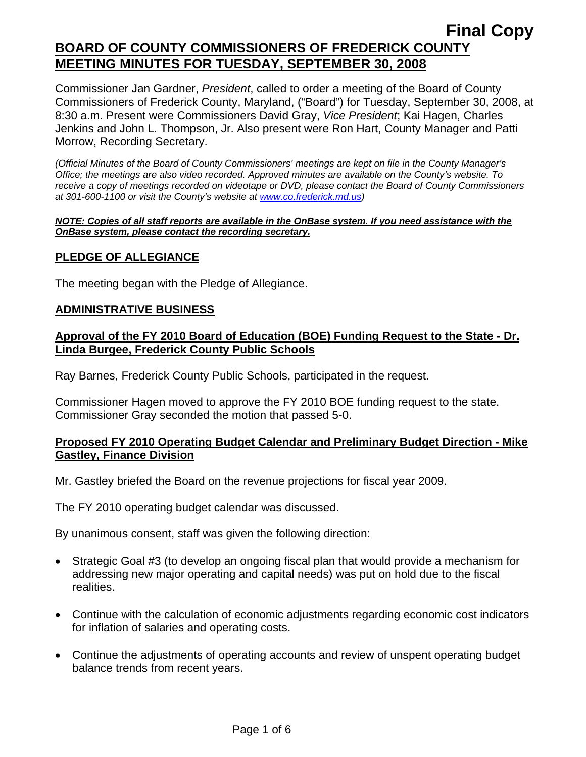Final Copy

# BOARD OF COUNTY COMMISSIONERS OF FREDERICK COUNTY MEETING MINUTES FOR TUESDAY, SEPTEMBER 30, 2008

Commissioner Jan Gardner, *President*, called to order a meeting of the Board of County Commissioners of Frederick County, Maryland, ("Board") for Tuesday, September 30, 2008, at 8:30 a.m. Present were Commissioners David Gray, *Vice President*; Kai Hagen, Charles Jenkins and John L. Thompson, Jr. Also present were Ron Hart, County Manager and Patti Morrow, Recording Secretary.

*(Official Minutes of the Board of County Commissioners' meetings are kept on file in the County Manager's Office; the meetings are also video recorded. Approved minutes are available on the County's website. To receive a copy of meetings recorded on videotape or DVD, please contact the Board of County Commissioners at 301-600-1100 or visit the County's website at www.co.frederick.md.us)*

***NOTE: Copies of all staff reports are available in the OnBase system. If you need assistance with the OnBase system, please contact the recording secretary.***

## PLEDGE OF ALLEGIANCE

The meeting began with the Pledge of Allegiance.

## ADMINISTRATIVE BUSINESS

### Approval of the FY 2010 Board of Education (BOE) Funding Request to the State - Dr. Linda Burgee, Frederick County Public Schools

Ray Barnes, Frederick County Public Schools, participated in the request.

Commissioner Hagen moved to approve the FY 2010 BOE funding request to the state. Commissioner Gray seconded the motion that passed 5-0.

### Proposed FY 2010 Operating Budget Calendar and Preliminary Budget Direction - Mike Gastley, Finance Division

Mr. Gastley briefed the Board on the revenue projections for fiscal year 2009.

The FY 2010 operating budget calendar was discussed.

By unanimous consent, staff was given the following direction:

- Strategic Goal #3 (to develop an ongoing fiscal plan that would provide a mechanism for addressing new major operating and capital needs) was put on hold due to the fiscal realities.
- Continue with the calculation of economic adjustments regarding economic cost indicators for inflation of salaries and operating costs.
- Continue the adjustments of operating accounts and review of unspent operating budget balance trends from recent years.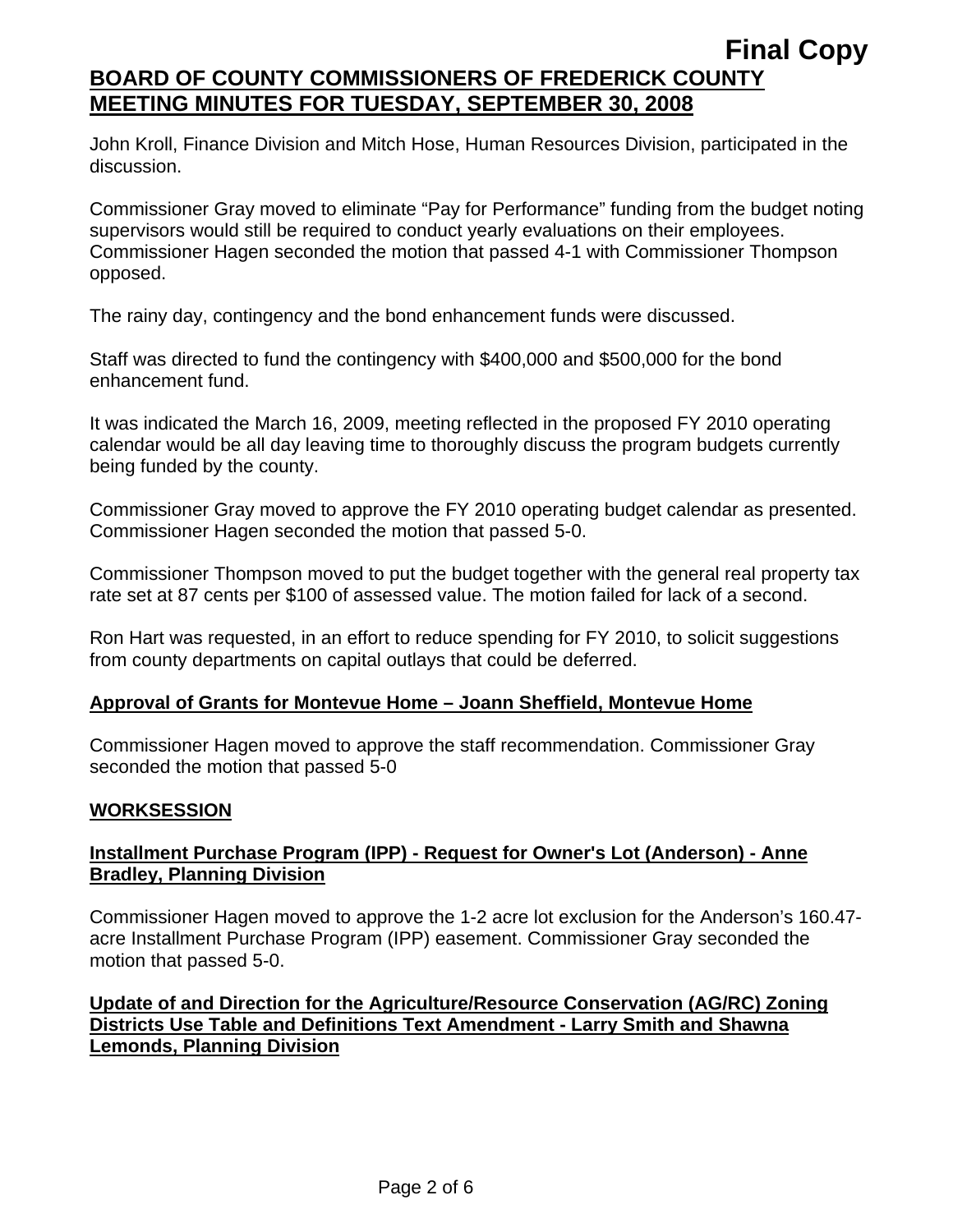John Kroll, Finance Division and Mitch Hose, Human Resources Division, participated in the discussion.

Commissioner Gray moved to eliminate “Pay for Performance” funding from the budget noting supervisors would still be required to conduct yearly evaluations on their employees. Commissioner Hagen seconded the motion that passed 4-1 with Commissioner Thompson opposed.

The rainy day, contingency and the bond enhancement funds were discussed.

Staff was directed to fund the contingency with $400,000 and $500,000 for the bond enhancement fund.

It was indicated the March 16, 2009, meeting reflected in the proposed FY 2010 operating calendar would be all day leaving time to thoroughly discuss the program budgets currently being funded by the county.

Commissioner Gray moved to approve the FY 2010 operating budget calendar as presented. Commissioner Hagen seconded the motion that passed 5-0.

Commissioner Thompson moved to put the budget together with the general real property tax rate set at 87 cents per $100 of assessed value. The motion failed for lack of a second.

Ron Hart was requested, in an effort to reduce spending for FY 2010, to solicit suggestions from county departments on capital outlays that could be deferred.

**Approval of Grants for Montevue Home – Joann Sheffield, Montevue Home**

Commissioner Hagen moved to approve the staff recommendation. Commissioner Gray seconded the motion that passed 5-0

## WORKSESSION

**Installment Purchase Program (IPP) - Request for Owner's Lot (Anderson) - Anne Bradley, Planning Division**

Commissioner Hagen moved to approve the 1-2 acre lot exclusion for the Anderson’s 160.47-acre Installment Purchase Program (IPP) easement. Commissioner Gray seconded the motion that passed 5-0.

**Update of and Direction for the Agriculture/Resource Conservation (AG/RC) Zoning Districts Use Table and Definitions Text Amendment - Larry Smith and Shawna Lemonds, Planning Division**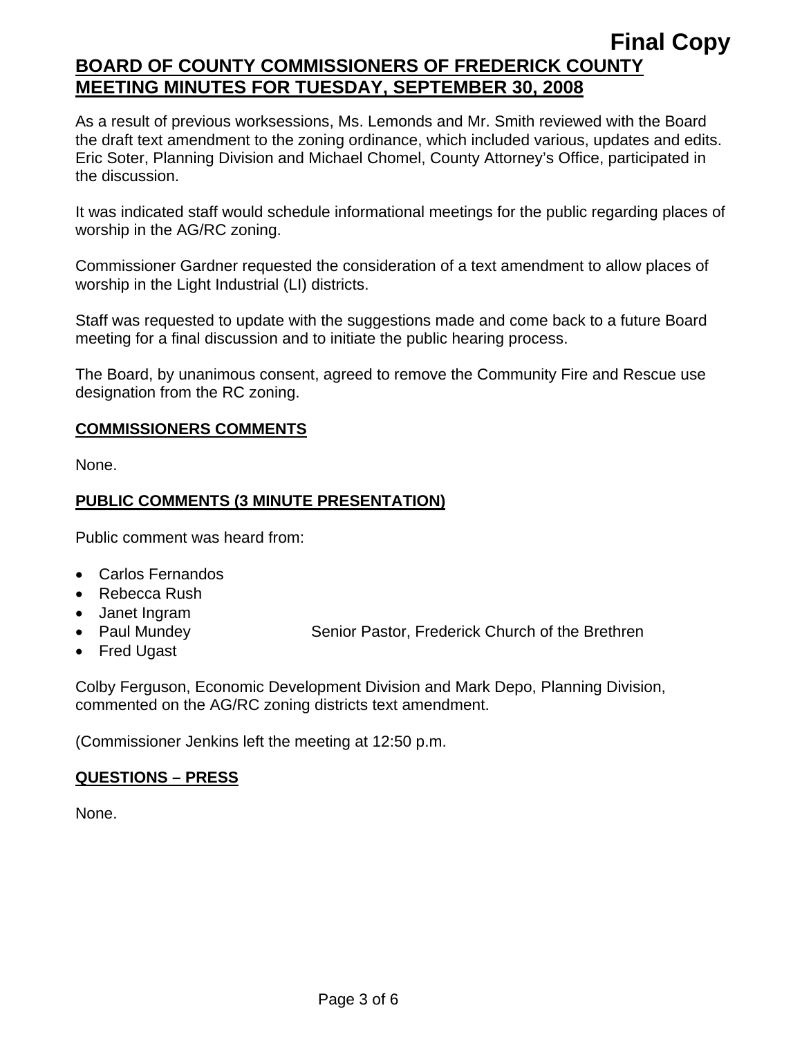**Final Copy**

**BOARD OF COUNTY COMMISSIONERS OF FREDERICK COUNTY**
**MEETING MINUTES FOR TUESDAY, SEPTEMBER 30, 2008**

As a result of previous worksessions, Ms. Lemonds and Mr. Smith reviewed with the Board the draft text amendment to the zoning ordinance, which included various, updates and edits. Eric Soter, Planning Division and Michael Chomel, County Attorney's Office, participated in the discussion.

It was indicated staff would schedule informational meetings for the public regarding places of worship in the AG/RC zoning.

Commissioner Gardner requested the consideration of a text amendment to allow places of worship in the Light Industrial (LI) districts.

Staff was requested to update with the suggestions made and come back to a future Board meeting for a final discussion and to initiate the public hearing process.

The Board, by unanimous consent, agreed to remove the Community Fire and Rescue use designation from the RC zoning.

## COMMISSIONERS COMMENTS

None.

## PUBLIC COMMENTS (3 MINUTE PRESENTATION)

Public comment was heard from:

- Carlos Fernandos
- Rebecca Rush
- Janet Ingram
- Paul Mundey — Senior Pastor, Frederick Church of the Brethren
- Fred Ugast

Colby Ferguson, Economic Development Division and Mark Depo, Planning Division, commented on the AG/RC zoning districts text amendment.

(Commissioner Jenkins left the meeting at 12:50 p.m.

## QUESTIONS – PRESS

None.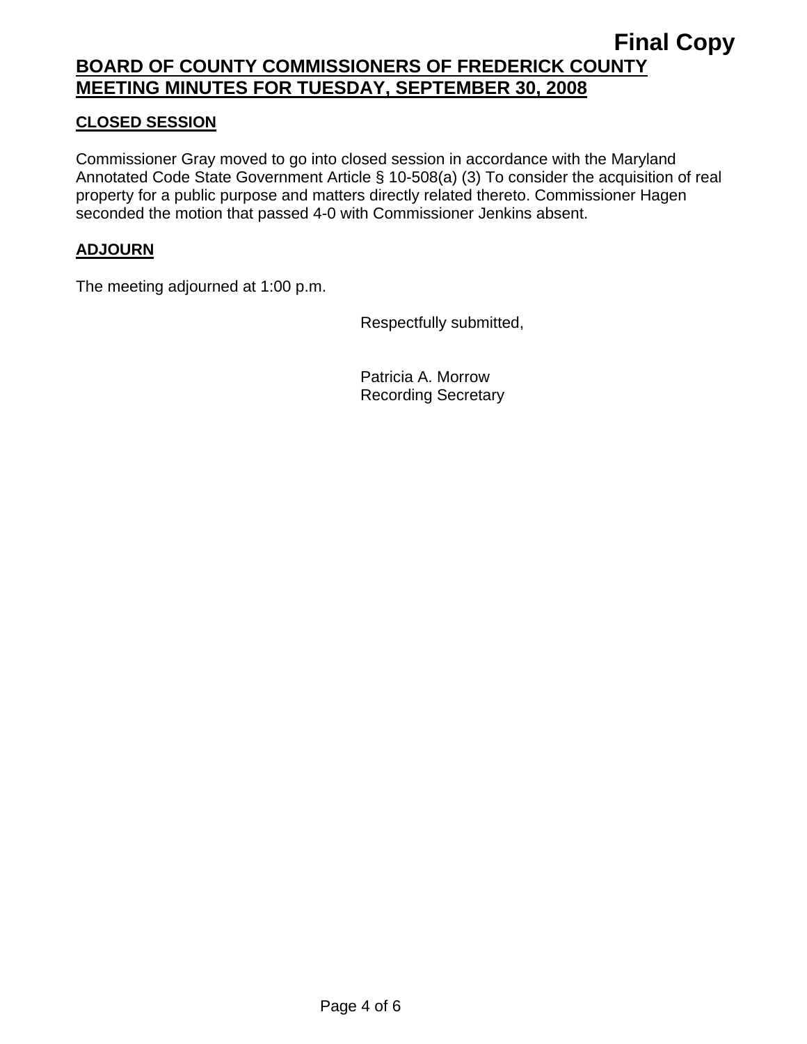**Final Copy**

# BOARD OF COUNTY COMMISSIONERS OF FREDERICK COUNTY MEETING MINUTES FOR TUESDAY, SEPTEMBER 30, 2008

## CLOSED SESSION

Commissioner Gray moved to go into closed session in accordance with the Maryland Annotated Code State Government Article § 10-508(a) (3) To consider the acquisition of real property for a public purpose and matters directly related thereto. Commissioner Hagen seconded the motion that passed 4-0 with Commissioner Jenkins absent.

## ADJOURN

The meeting adjourned at 1:00 p.m.

Respectfully submitted,

Patricia A. Morrow
Recording Secretary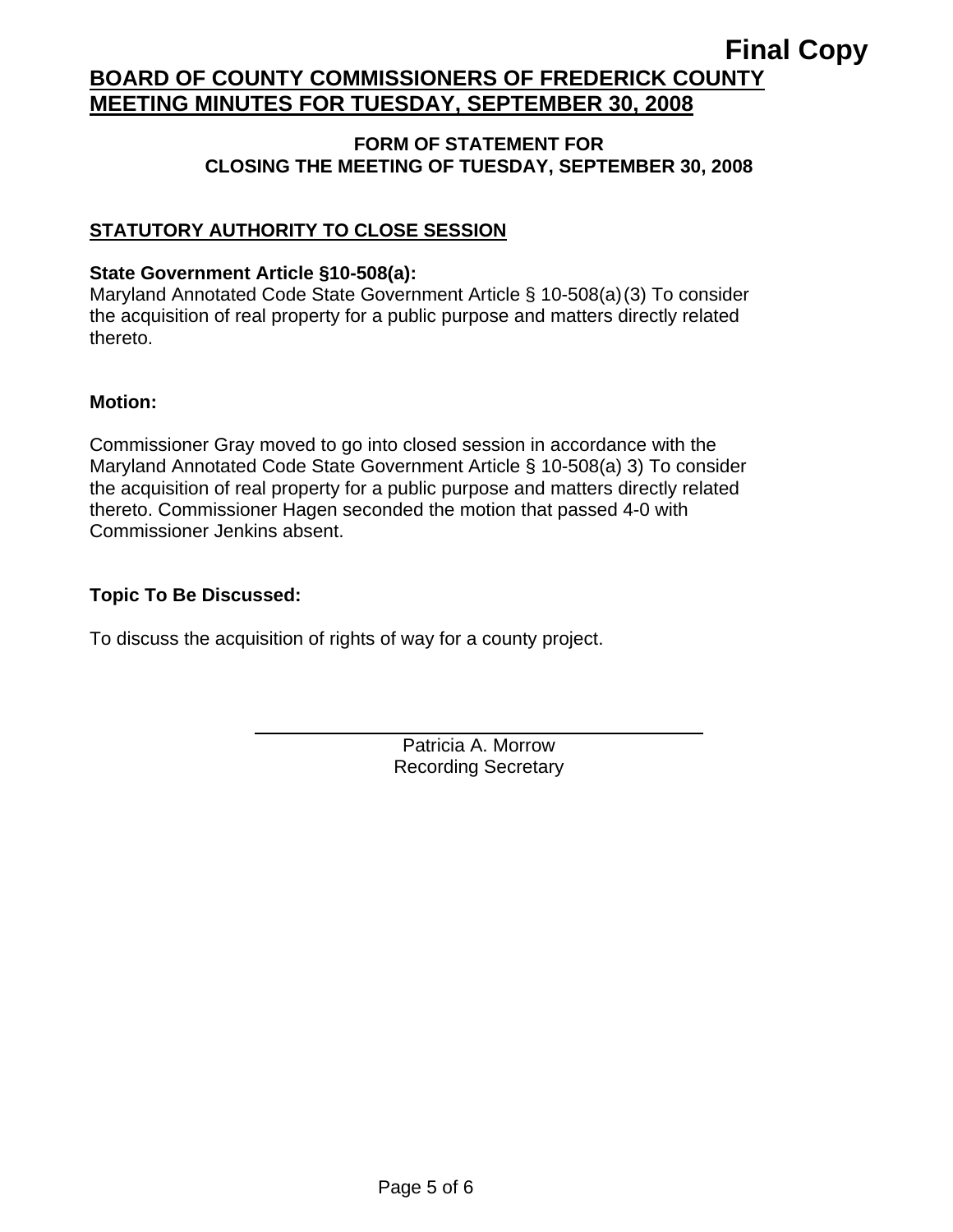**Final Copy**

# BOARD OF COUNTY COMMISSIONERS OF FREDERICK COUNTY MEETING MINUTES FOR TUESDAY, SEPTEMBER 30, 2008

### FORM OF STATEMENT FOR CLOSING THE MEETING OF TUESDAY, SEPTEMBER 30, 2008

## STATUTORY AUTHORITY TO CLOSE SESSION

**State Government Article §10-508(a):**
Maryland Annotated Code State Government Article § 10-508(a)(3) To consider the acquisition of real property for a public purpose and matters directly related thereto.

**Motion:**

Commissioner Gray moved to go into closed session in accordance with the Maryland Annotated Code State Government Article § 10-508(a) 3) To consider the acquisition of real property for a public purpose and matters directly related thereto. Commissioner Hagen seconded the motion that passed 4-0 with Commissioner Jenkins absent.

**Topic To Be Discussed:**

To discuss the acquisition of rights of way for a county project.

---

Patricia A. Morrow
Recording Secretary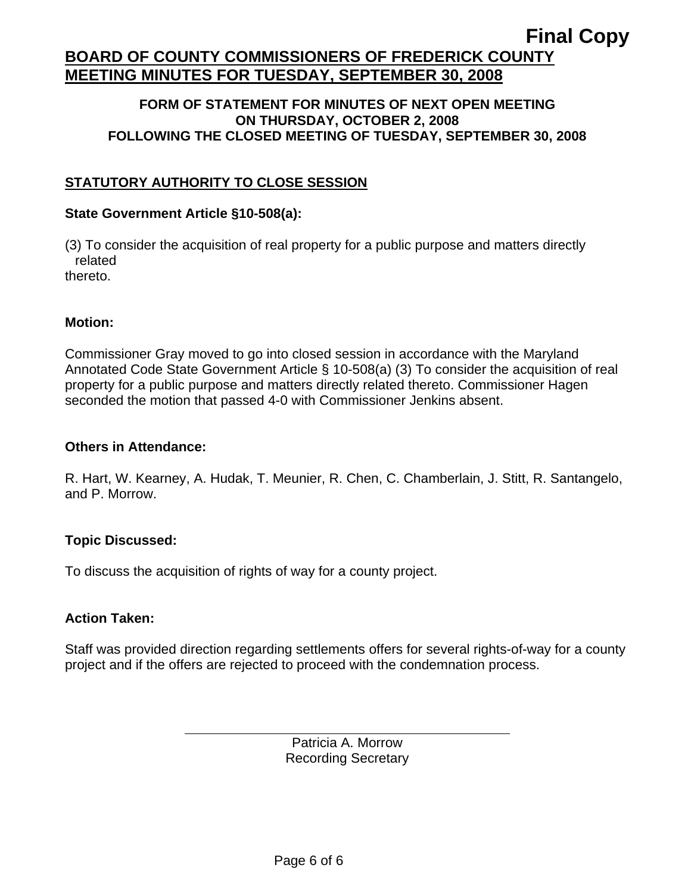**Final Copy**

# BOARD OF COUNTY COMMISSIONERS OF FREDERICK COUNTY MEETING MINUTES FOR TUESDAY, SEPTEMBER 30, 2008

### FORM OF STATEMENT FOR MINUTES OF NEXT OPEN MEETING ON THURSDAY, OCTOBER 2, 2008 FOLLOWING THE CLOSED MEETING OF TUESDAY, SEPTEMBER 30, 2008

## STATUTORY AUTHORITY TO CLOSE SESSION

**State Government Article §10-508(a):**

(3) To consider the acquisition of real property for a public purpose and matters directly related thereto.

**Motion:**

Commissioner Gray moved to go into closed session in accordance with the Maryland Annotated Code State Government Article § 10-508(a) (3) To consider the acquisition of real property for a public purpose and matters directly related thereto. Commissioner Hagen seconded the motion that passed 4-0 with Commissioner Jenkins absent.

**Others in Attendance:**

R. Hart, W. Kearney, A. Hudak, T. Meunier, R. Chen, C. Chamberlain, J. Stitt, R. Santangelo, and P. Morrow.

**Topic Discussed:**

To discuss the acquisition of rights of way for a county project.

**Action Taken:**

Staff was provided direction regarding settlements offers for several rights-of-way for a county project and if the offers are rejected to proceed with the condemnation process.

Patricia A. Morrow
Recording Secretary